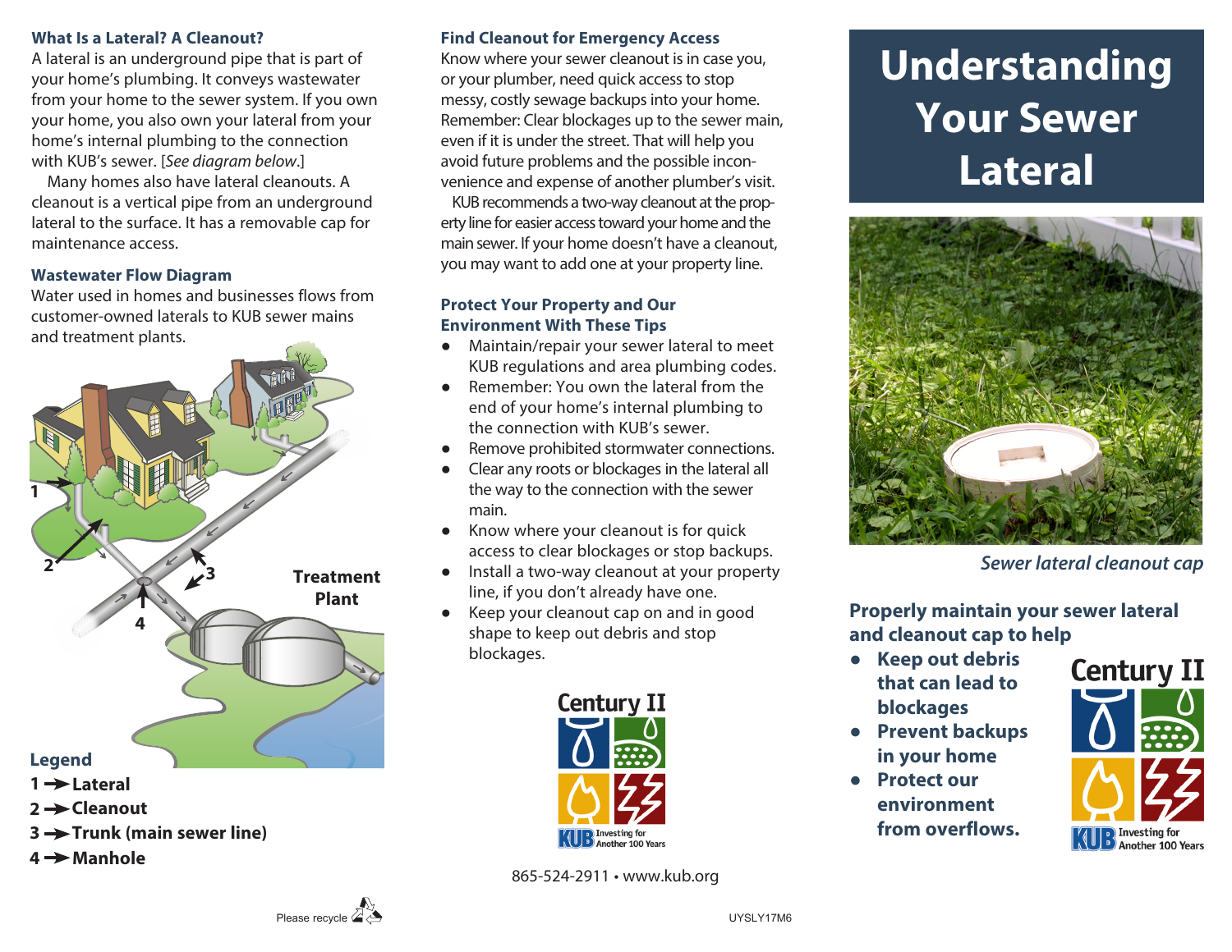# Understanding Your Sewer Lateral

Sewer lateral cleanout cap

### Properly maintain your sewer lateral and cleanout cap to help

- **Keep out debris that can lead to blockages**
- **Prevent backups in your home**
- **Protect our environment from overflows.**

Century II

KUB Investing for Another 100 Years

### What Is a Lateral? A Cleanout?

A lateral is an underground pipe that is part of your home's plumbing. It conveys wastewater from your home to the sewer system. If you own your home, you also own your lateral from your home's internal plumbing to the connection with KUB's sewer. [*See diagram below*.]

Many homes also have lateral cleanouts. A cleanout is a vertical pipe from an underground lateral to the surface. It has a removable cap for maintenance access.

### Wastewater Flow Diagram

Water used in homes and businesses flows from customer-owned laterals to KUB sewer mains and treatment plants.

Treatment Plant

**Legend**

1 → **Lateral**
2 → **Cleanout**
3 → **Trunk (main sewer line)**
4 → **Manhole**

### Find Cleanout for Emergency Access

Know where your sewer cleanout is in case you, or your plumber, need quick access to stop messy, costly sewage backups into your home. Remember: Clear blockages up to the sewer main, even if it is under the street. That will help you avoid future problems and the possible inconvenience and expense of another plumber's visit.

KUB recommends a two-way cleanout at the property line for easier access toward your home and the main sewer. If your home doesn't have a cleanout, you may want to add one at your property line.

### Protect Your Property and Our Environment With These Tips

- Maintain/repair your sewer lateral to meet KUB regulations and area plumbing codes.
- Remember: You own the lateral from the end of your home's internal plumbing to the connection with KUB's sewer.
- Remove prohibited stormwater connections.
- Clear any roots or blockages in the lateral all the way to the connection with the sewer main.
- Know where your cleanout is for quick access to clear blockages or stop backups.
- Install a two-way cleanout at your property line, if you don't already have one.
- Keep your cleanout cap on and in good shape to keep out debris and stop blockages.

Century II

KUB Investing for Another 100 Years

865-524-2911 • www.kub.org

Please recycle

UYSLY17M6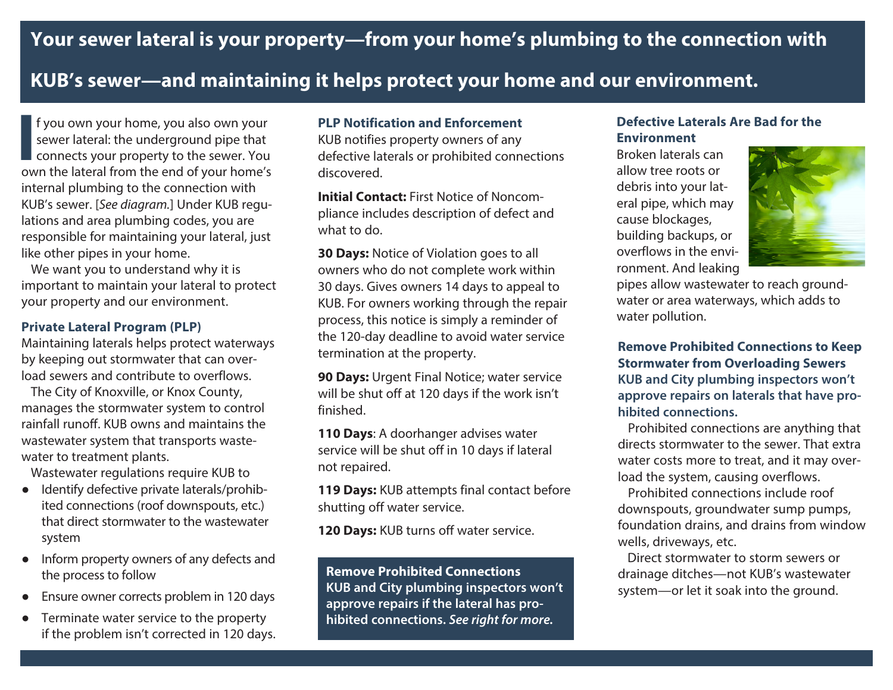## Your sewer lateral is your property—from your home's plumbing to the connection with KUB's sewer—and maintaining it helps protect your home and our environment.

If you own your home, you also own your sewer lateral: the underground pipe that connects your property to the sewer. You own the lateral from the end of your home's internal plumbing to the connection with KUB's sewer. [*See diagram.*] Under KUB regulations and area plumbing codes, you are responsible for maintaining your lateral, just like other pipes in your home.

We want you to understand why it is important to maintain your lateral to protect your property and our environment.

### Private Lateral Program (PLP)

Maintaining laterals helps protect waterways by keeping out stormwater that can overload sewers and contribute to overflows.

The City of Knoxville, or Knox County, manages the stormwater system to control rainfall runoff. KUB owns and maintains the wastewater system that transports wastewater to treatment plants.

Wastewater regulations require KUB to

- Identify defective private laterals/prohibited connections (roof downspouts, etc.) that direct stormwater to the wastewater system
- Inform property owners of any defects and the process to follow
- Ensure owner corrects problem in 120 days
- Terminate water service to the property if the problem isn't corrected in 120 days.

### PLP Notification and Enforcement

KUB notifies property owners of any defective laterals or prohibited connections discovered.

**Initial Contact:** First Notice of Noncompliance includes description of defect and what to do.

**30 Days:** Notice of Violation goes to all owners who do not complete work within 30 days. Gives owners 14 days to appeal to KUB. For owners working through the repair process, this notice is simply a reminder of the 120-day deadline to avoid water service termination at the property.

**90 Days:** Urgent Final Notice; water service will be shut off at 120 days if the work isn't finished.

**110 Days**: A doorhanger advises water service will be shut off in 10 days if lateral not repaired.

**119 Days:** KUB attempts final contact before shutting off water service.

**120 Days:** KUB turns off water service.

**Remove Prohibited Connections**
**KUB and City plumbing inspectors won't approve repairs if the lateral has prohibited connections.** ***See right for more.***

### Defective Laterals Are Bad for the Environment

Broken laterals can allow tree roots or debris into your lateral pipe, which may cause blockages, building backups, or overflows in the environment. And leaking pipes allow wastewater to reach groundwater or area waterways, which adds to water pollution.

### Remove Prohibited Connections to Keep Stormwater from Overloading Sewers

**KUB and City plumbing inspectors won't approve repairs on laterals that have prohibited connections.**

Prohibited connections are anything that directs stormwater to the sewer. That extra water costs more to treat, and it may overload the system, causing overflows.

Prohibited connections include roof downspouts, groundwater sump pumps, foundation drains, and drains from window wells, driveways, etc.

Direct stormwater to storm sewers or drainage ditches—not KUB's wastewater system—or let it soak into the ground.